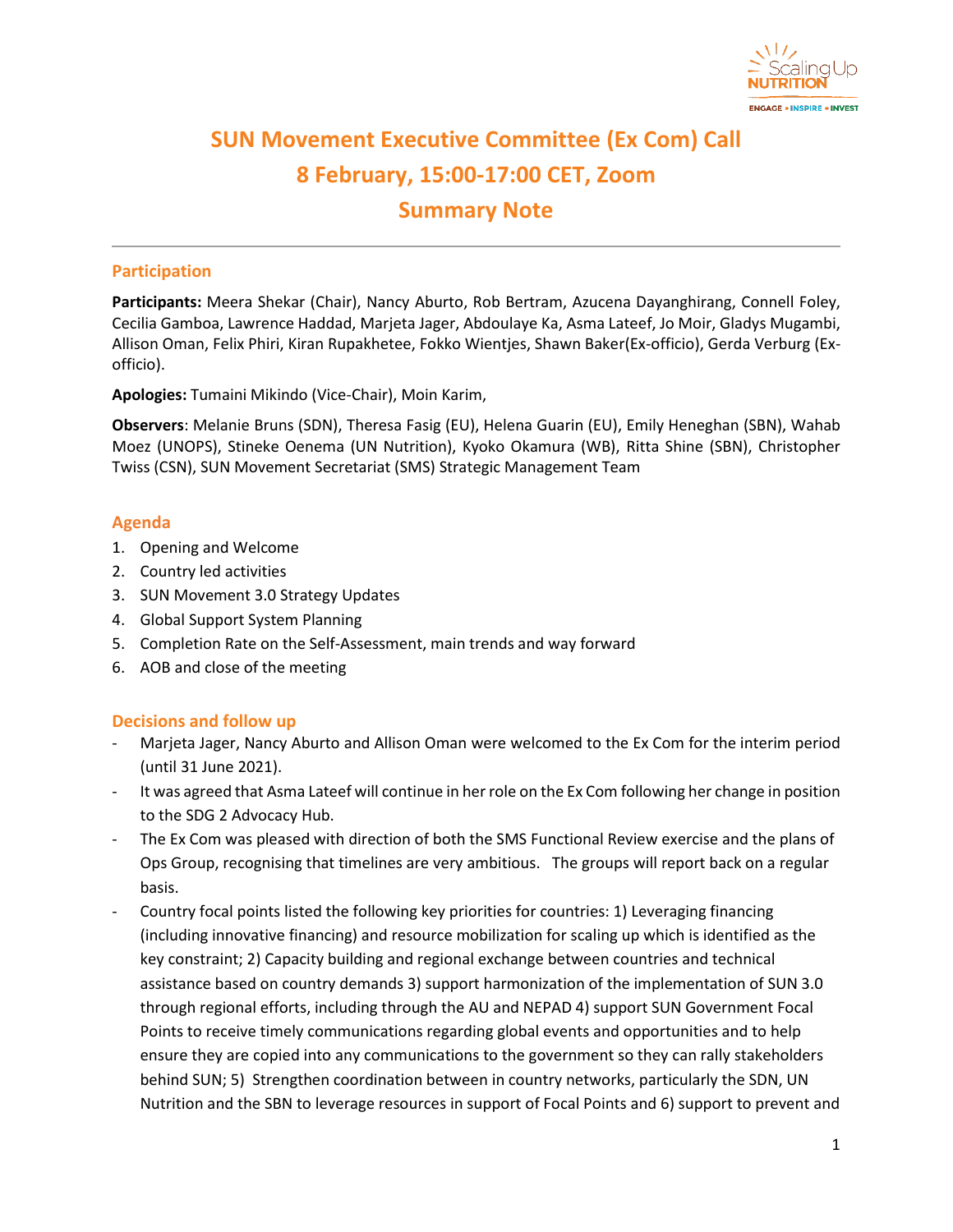# SUN Movement Executive Committee (Ex Com) Call
# 8 February, 15:00-17:00 CET, Zoom
# Summary Note

## Participation

**Participants:** Meera Shekar (Chair), Nancy Aburto, Rob Bertram, Azucena Dayanghirang, Connell Foley, Cecilia Gamboa, Lawrence Haddad, Marjeta Jager, Abdoulaye Ka, Asma Lateef, Jo Moir, Gladys Mugambi, Allison Oman, Felix Phiri, Kiran Rupakhetee, Fokko Wientjes, Shawn Baker(Ex-officio), Gerda Verburg (Ex-officio).

**Apologies:** Tumaini Mikindo (Vice-Chair), Moin Karim,

**Observers**: Melanie Bruns (SDN), Theresa Fasig (EU), Helena Guarin (EU), Emily Heneghan (SBN), Wahab Moez (UNOPS), Stineke Oenema (UN Nutrition), Kyoko Okamura (WB), Ritta Shine (SBN), Christopher Twiss (CSN), SUN Movement Secretariat (SMS) Strategic Management Team

## Agenda

1. Opening and Welcome
2. Country led activities
3. SUN Movement 3.0 Strategy Updates
4. Global Support System Planning
5. Completion Rate on the Self-Assessment, main trends and way forward
6. AOB and close of the meeting

## Decisions and follow up

- Marjeta Jager, Nancy Aburto and Allison Oman were welcomed to the Ex Com for the interim period (until 31 June 2021).
- It was agreed that Asma Lateef will continue in her role on the Ex Com following her change in position to the SDG 2 Advocacy Hub.
- The Ex Com was pleased with direction of both the SMS Functional Review exercise and the plans of Ops Group, recognising that timelines are very ambitious. The groups will report back on a regular basis.
- Country focal points listed the following key priorities for countries: 1) Leveraging financing (including innovative financing) and resource mobilization for scaling up which is identified as the key constraint; 2) Capacity building and regional exchange between countries and technical assistance based on country demands 3) support harmonization of the implementation of SUN 3.0 through regional efforts, including through the AU and NEPAD 4) support SUN Government Focal Points to receive timely communications regarding global events and opportunities and to help ensure they are copied into any communications to the government so they can rally stakeholders behind SUN; 5) Strengthen coordination between in country networks, particularly the SDN, UN Nutrition and the SBN to leverage resources in support of Focal Points and 6) support to prevent and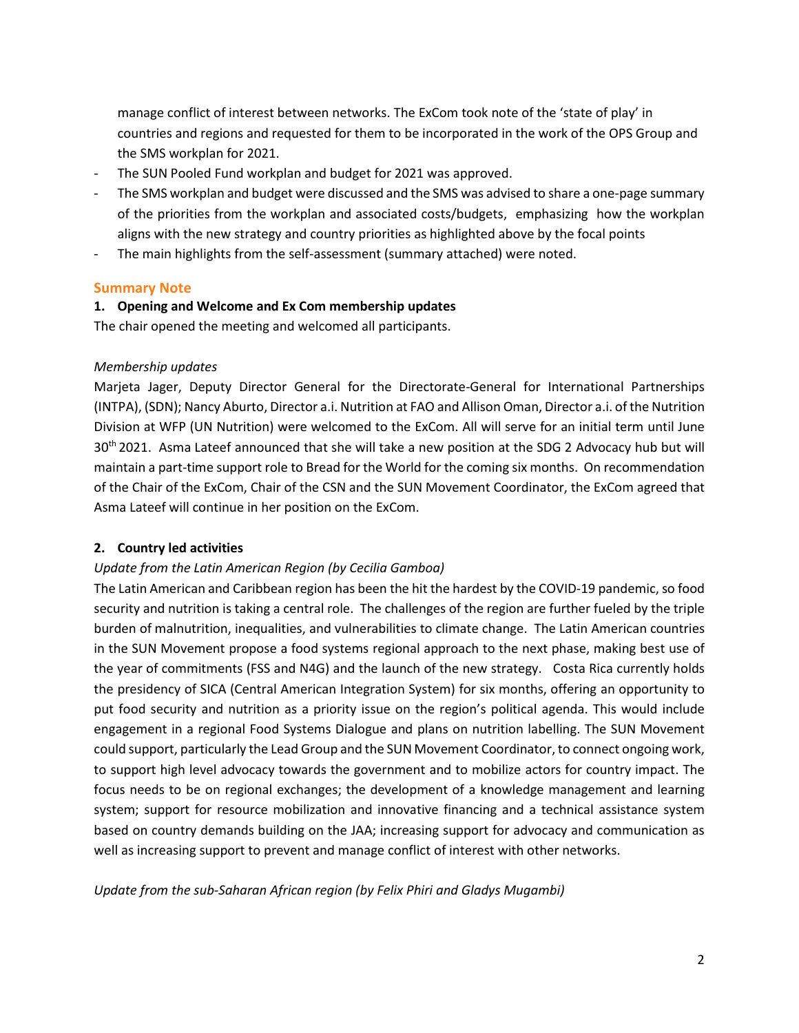manage conflict of interest between networks. The ExCom took note of the 'state of play' in countries and regions and requested for them to be incorporated in the work of the OPS Group and the SMS workplan for 2021.

- The SUN Pooled Fund workplan and budget for 2021 was approved.
- The SMS workplan and budget were discussed and the SMS was advised to share a one-page summary of the priorities from the workplan and associated costs/budgets, emphasizing how the workplan aligns with the new strategy and country priorities as highlighted above by the focal points
- The main highlights from the self-assessment (summary attached) were noted.

## Summary Note

### 1. Opening and Welcome and Ex Com membership updates

The chair opened the meeting and welcomed all participants.

*Membership updates*

Marjeta Jager, Deputy Director General for the Directorate-General for International Partnerships (INTPA), (SDN); Nancy Aburto, Director a.i. Nutrition at FAO and Allison Oman, Director a.i. of the Nutrition Division at WFP (UN Nutrition) were welcomed to the ExCom. All will serve for an initial term until June 30th 2021. Asma Lateef announced that she will take a new position at the SDG 2 Advocacy hub but will maintain a part-time support role to Bread for the World for the coming six months. On recommendation of the Chair of the ExCom, Chair of the CSN and the SUN Movement Coordinator, the ExCom agreed that Asma Lateef will continue in her position on the ExCom.

### 2. Country led activities

*Update from the Latin American Region (by Cecilia Gamboa)*

The Latin American and Caribbean region has been the hit the hardest by the COVID-19 pandemic, so food security and nutrition is taking a central role. The challenges of the region are further fueled by the triple burden of malnutrition, inequalities, and vulnerabilities to climate change. The Latin American countries in the SUN Movement propose a food systems regional approach to the next phase, making best use of the year of commitments (FSS and N4G) and the launch of the new strategy. Costa Rica currently holds the presidency of SICA (Central American Integration System) for six months, offering an opportunity to put food security and nutrition as a priority issue on the region's political agenda. This would include engagement in a regional Food Systems Dialogue and plans on nutrition labelling. The SUN Movement could support, particularly the Lead Group and the SUN Movement Coordinator, to connect ongoing work, to support high level advocacy towards the government and to mobilize actors for country impact. The focus needs to be on regional exchanges; the development of a knowledge management and learning system; support for resource mobilization and innovative financing and a technical assistance system based on country demands building on the JAA; increasing support for advocacy and communication as well as increasing support to prevent and manage conflict of interest with other networks.

*Update from the sub-Saharan African region (by Felix Phiri and Gladys Mugambi)*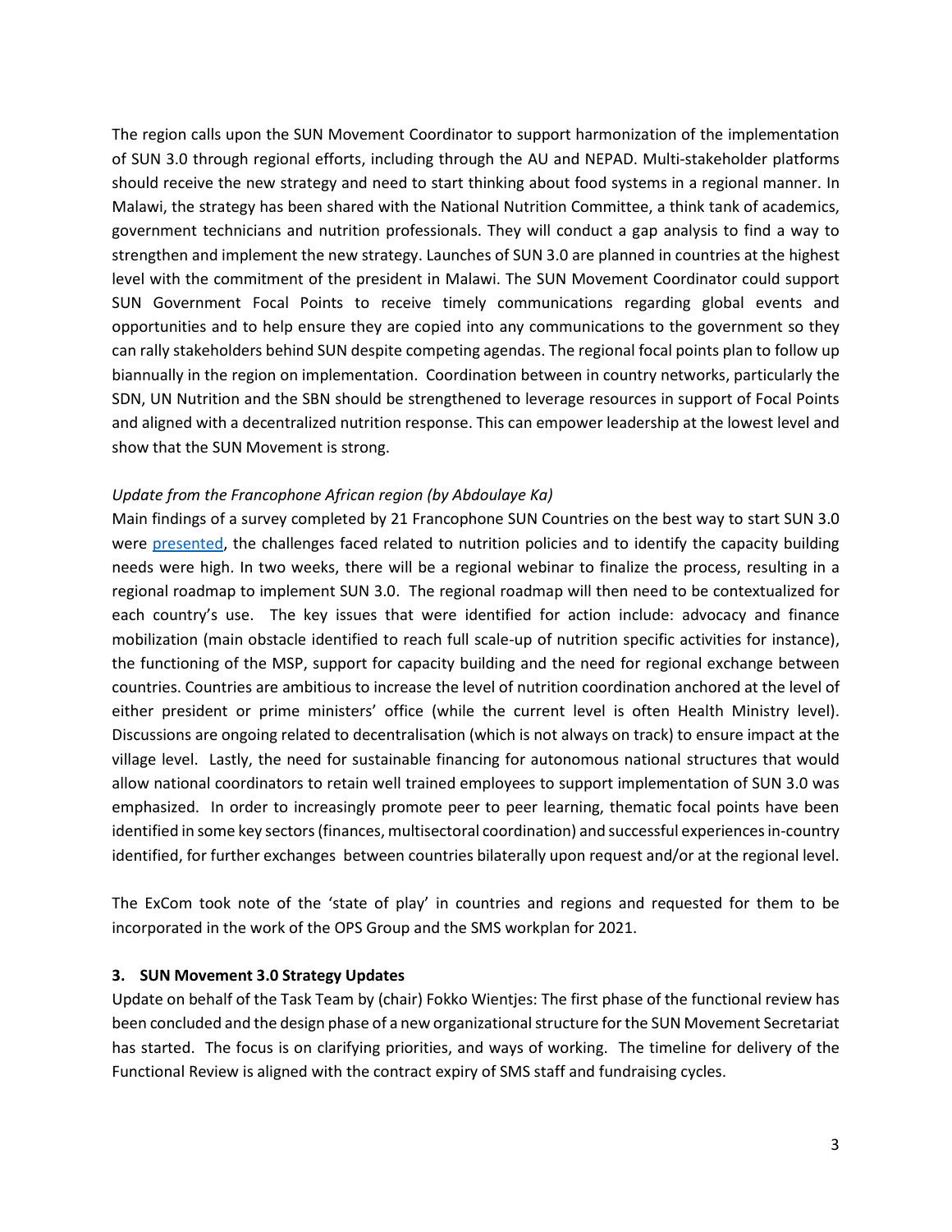The region calls upon the SUN Movement Coordinator to support harmonization of the implementation of SUN 3.0 through regional efforts, including through the AU and NEPAD. Multi-stakeholder platforms should receive the new strategy and need to start thinking about food systems in a regional manner. In Malawi, the strategy has been shared with the National Nutrition Committee, a think tank of academics, government technicians and nutrition professionals. They will conduct a gap analysis to find a way to strengthen and implement the new strategy. Launches of SUN 3.0 are planned in countries at the highest level with the commitment of the president in Malawi. The SUN Movement Coordinator could support SUN Government Focal Points to receive timely communications regarding global events and opportunities and to help ensure they are copied into any communications to the government so they can rally stakeholders behind SUN despite competing agendas. The regional focal points plan to follow up biannually in the region on implementation. Coordination between in country networks, particularly the SDN, UN Nutrition and the SBN should be strengthened to leverage resources in support of Focal Points and aligned with a decentralized nutrition response. This can empower leadership at the lowest level and show that the SUN Movement is strong.

*Update from the Francophone African region (by Abdoulaye Ka)*

Main findings of a survey completed by 21 Francophone SUN Countries on the best way to start SUN 3.0 were presented, the challenges faced related to nutrition policies and to identify the capacity building needs were high. In two weeks, there will be a regional webinar to finalize the process, resulting in a regional roadmap to implement SUN 3.0. The regional roadmap will then need to be contextualized for each country's use. The key issues that were identified for action include: advocacy and finance mobilization (main obstacle identified to reach full scale-up of nutrition specific activities for instance), the functioning of the MSP, support for capacity building and the need for regional exchange between countries. Countries are ambitious to increase the level of nutrition coordination anchored at the level of either president or prime ministers' office (while the current level is often Health Ministry level). Discussions are ongoing related to decentralisation (which is not always on track) to ensure impact at the village level. Lastly, the need for sustainable financing for autonomous national structures that would allow national coordinators to retain well trained employees to support implementation of SUN 3.0 was emphasized. In order to increasingly promote peer to peer learning, thematic focal points have been identified in some key sectors (finances, multisectoral coordination) and successful experiences in-country identified, for further exchanges between countries bilaterally upon request and/or at the regional level.

The ExCom took note of the 'state of play' in countries and regions and requested for them to be incorporated in the work of the OPS Group and the SMS workplan for 2021.

**3. SUN Movement 3.0 Strategy Updates**

Update on behalf of the Task Team by (chair) Fokko Wientjes: The first phase of the functional review has been concluded and the design phase of a new organizational structure for the SUN Movement Secretariat has started. The focus is on clarifying priorities, and ways of working. The timeline for delivery of the Functional Review is aligned with the contract expiry of SMS staff and fundraising cycles.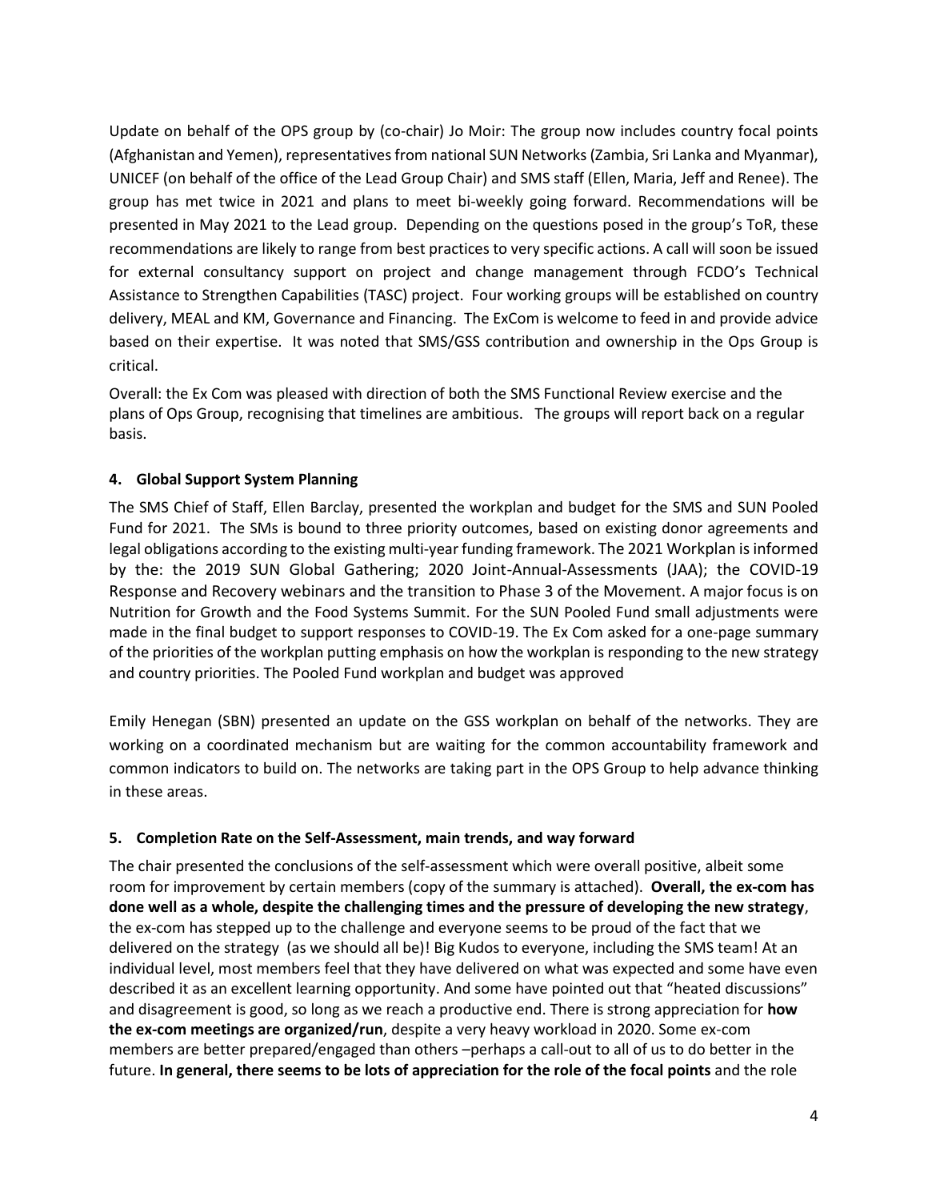Update on behalf of the OPS group by (co-chair) Jo Moir: The group now includes country focal points (Afghanistan and Yemen), representatives from national SUN Networks (Zambia, Sri Lanka and Myanmar), UNICEF (on behalf of the office of the Lead Group Chair) and SMS staff (Ellen, Maria, Jeff and Renee). The group has met twice in 2021 and plans to meet bi-weekly going forward. Recommendations will be presented in May 2021 to the Lead group. Depending on the questions posed in the group's ToR, these recommendations are likely to range from best practices to very specific actions. A call will soon be issued for external consultancy support on project and change management through FCDO's Technical Assistance to Strengthen Capabilities (TASC) project. Four working groups will be established on country delivery, MEAL and KM, Governance and Financing. The ExCom is welcome to feed in and provide advice based on their expertise. It was noted that SMS/GSS contribution and ownership in the Ops Group is critical.

Overall: the Ex Com was pleased with direction of both the SMS Functional Review exercise and the plans of Ops Group, recognising that timelines are ambitious. The groups will report back on a regular basis.

## 4. Global Support System Planning

The SMS Chief of Staff, Ellen Barclay, presented the workplan and budget for the SMS and SUN Pooled Fund for 2021. The SMs is bound to three priority outcomes, based on existing donor agreements and legal obligations according to the existing multi-year funding framework. The 2021 Workplan is informed by the: the 2019 SUN Global Gathering; 2020 Joint-Annual-Assessments (JAA); the COVID-19 Response and Recovery webinars and the transition to Phase 3 of the Movement. A major focus is on Nutrition for Growth and the Food Systems Summit. For the SUN Pooled Fund small adjustments were made in the final budget to support responses to COVID-19. The Ex Com asked for a one-page summary of the priorities of the workplan putting emphasis on how the workplan is responding to the new strategy and country priorities. The Pooled Fund workplan and budget was approved

Emily Henegan (SBN) presented an update on the GSS workplan on behalf of the networks. They are working on a coordinated mechanism but are waiting for the common accountability framework and common indicators to build on. The networks are taking part in the OPS Group to help advance thinking in these areas.

## 5. Completion Rate on the Self-Assessment, main trends, and way forward

The chair presented the conclusions of the self-assessment which were overall positive, albeit some room for improvement by certain members (copy of the summary is attached). **Overall, the ex-com has done well as a whole, despite the challenging times and the pressure of developing the new strategy**, the ex-com has stepped up to the challenge and everyone seems to be proud of the fact that we delivered on the strategy (as we should all be)! Big Kudos to everyone, including the SMS team! At an individual level, most members feel that they have delivered on what was expected and some have even described it as an excellent learning opportunity. And some have pointed out that "heated discussions" and disagreement is good, so long as we reach a productive end. There is strong appreciation for **how the ex-com meetings are organized/run**, despite a very heavy workload in 2020. Some ex-com members are better prepared/engaged than others –perhaps a call-out to all of us to do better in the future. **In general, there seems to be lots of appreciation for the role of the focal points** and the role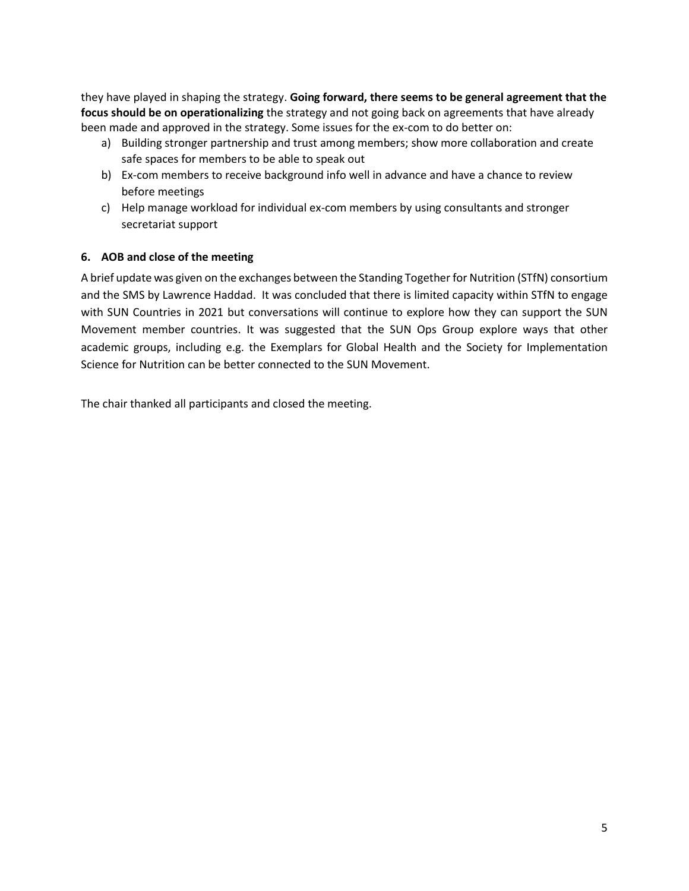they have played in shaping the strategy. **Going forward, there seems to be general agreement that the focus should be on operationalizing** the strategy and not going back on agreements that have already been made and approved in the strategy. Some issues for the ex-com to do better on:

a) Building stronger partnership and trust among members; show more collaboration and create safe spaces for members to be able to speak out
b) Ex-com members to receive background info well in advance and have a chance to review before meetings
c) Help manage workload for individual ex-com members by using consultants and stronger secretariat support

### 6. AOB and close of the meeting

A brief update was given on the exchanges between the Standing Together for Nutrition (STfN) consortium and the SMS by Lawrence Haddad. It was concluded that there is limited capacity within STfN to engage with SUN Countries in 2021 but conversations will continue to explore how they can support the SUN Movement member countries. It was suggested that the SUN Ops Group explore ways that other academic groups, including e.g. the Exemplars for Global Health and the Society for Implementation Science for Nutrition can be better connected to the SUN Movement.

The chair thanked all participants and closed the meeting.